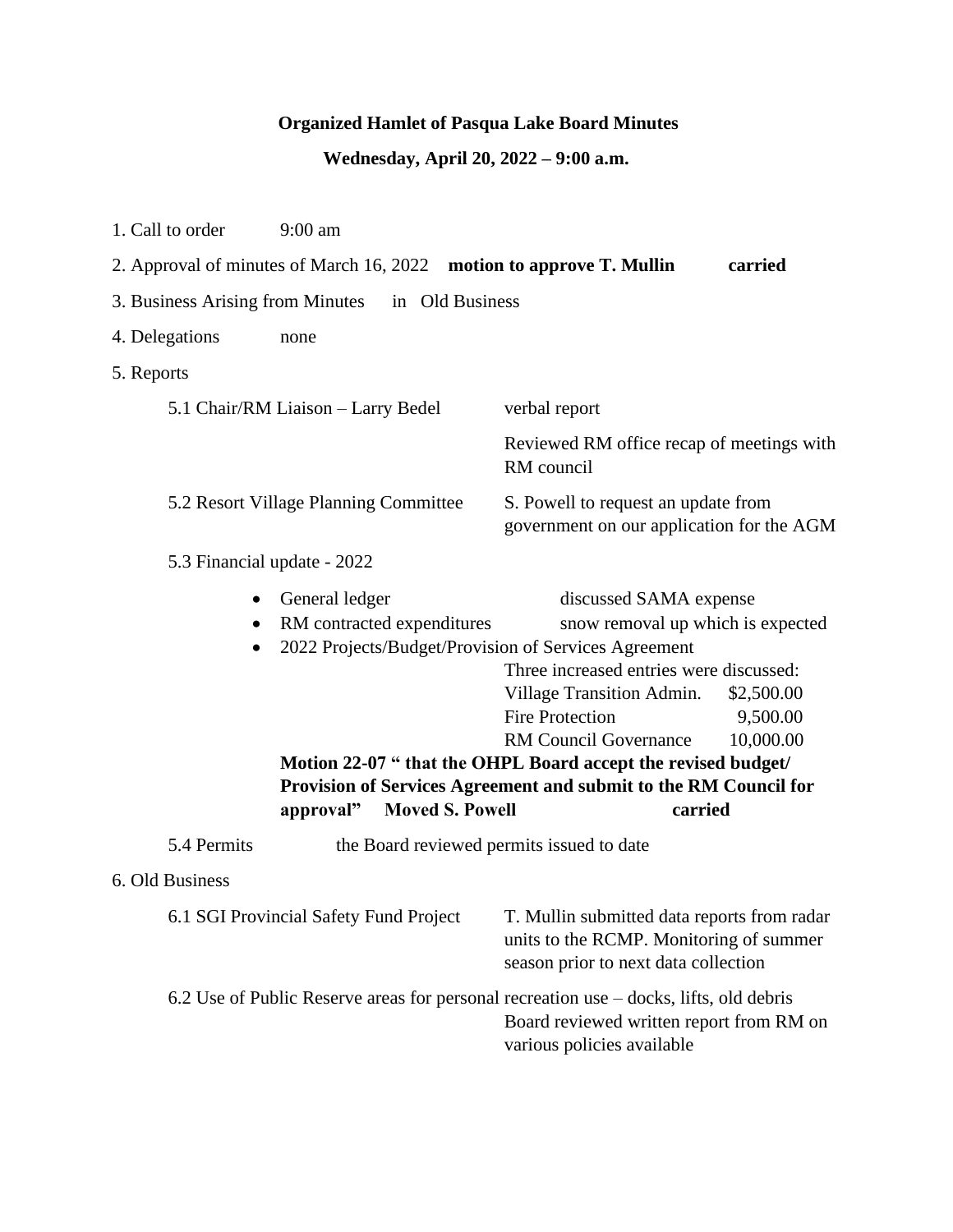**Organized Hamlet of Pasqua Lake Board Minutes**

**Wednesday, April 20, 2022 – 9:00 a.m.**

1. Call to order 9:00 am
2. Approval of minutes of March 16, 2022 **motion to approve T. Mullin carried**
3. Business Arising from Minutes in Old Business
4. Delegations none
5. Reports

   5.1 Chair/RM Liaison – Larry Bedel verbal report

   Reviewed RM office recap of meetings with RM council

   5.2 Resort Village Planning Committee S. Powell to request an update from government on our application for the AGM

   5.3 Financial update - 2022

   - General ledger discussed SAMA expense
   - RM contracted expenditures snow removal up which is expected
   - 2022 Projects/Budget/Provision of Services Agreement

     Three increased entries were discussed:

     | | |
     |---|---|
     | Village Transition Admin. | $2,500.00 |
     | Fire Protection | 9,500.00 |
     | RM Council Governance | 10,000.00 |

   **Motion 22-07 " that the OHPL Board accept the revised budget/ Provision of Services Agreement and submit to the RM Council for approval" Moved S. Powell carried**

   5.4 Permits the Board reviewed permits issued to date

6. Old Business

   6.1 SGI Provincial Safety Fund Project T. Mullin submitted data reports from radar units to the RCMP. Monitoring of summer season prior to next data collection

   6.2 Use of Public Reserve areas for personal recreation use – docks, lifts, old debris

   Board reviewed written report from RM on various policies available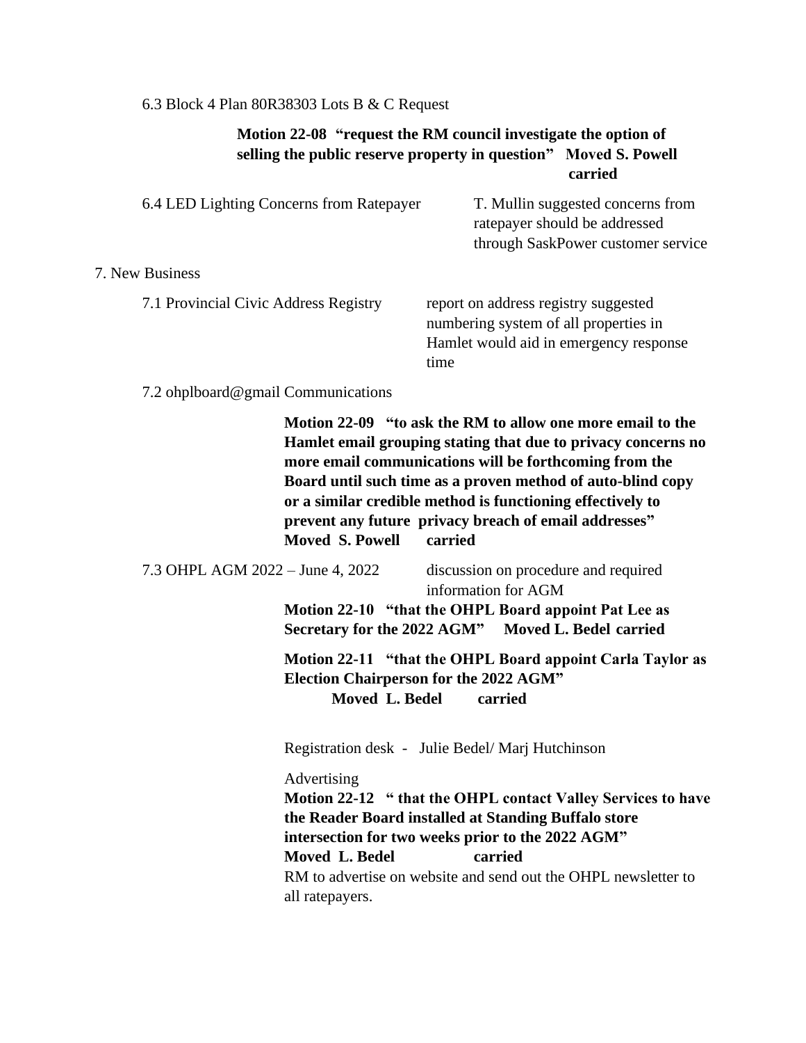6.3 Block 4 Plan 80R38303 Lots B & C Request

**Motion 22-08 "request the RM council investigate the option of selling the public reserve property in question" Moved S. Powell carried**

6.4 LED Lighting Concerns from Ratepayer — T. Mullin suggested concerns from ratepayer should be addressed through SaskPower customer service

7. New Business

7.1 Provincial Civic Address Registry — report on address registry suggested numbering system of all properties in Hamlet would aid in emergency response time

7.2 ohplboard@gmail Communications

**Motion 22-09 "to ask the RM to allow one more email to the Hamlet email grouping stating that due to privacy concerns no more email communications will be forthcoming from the Board until such time as a proven method of auto-blind copy or a similar credible method is functioning effectively to prevent any future privacy breach of email addresses" Moved S. Powell carried**

7.3 OHPL AGM 2022 – June 4, 2022 — discussion on procedure and required information for AGM

**Motion 22-10 "that the OHPL Board appoint Pat Lee as Secretary for the 2022 AGM" Moved L. Bedel carried**

**Motion 22-11 "that the OHPL Board appoint Carla Taylor as Election Chairperson for the 2022 AGM" Moved L. Bedel carried**

Registration desk - Julie Bedel/ Marj Hutchinson

Advertising

**Motion 22-12 " that the OHPL contact Valley Services to have the Reader Board installed at Standing Buffalo store intersection for two weeks prior to the 2022 AGM" Moved L. Bedel carried**

RM to advertise on website and send out the OHPL newsletter to all ratepayers.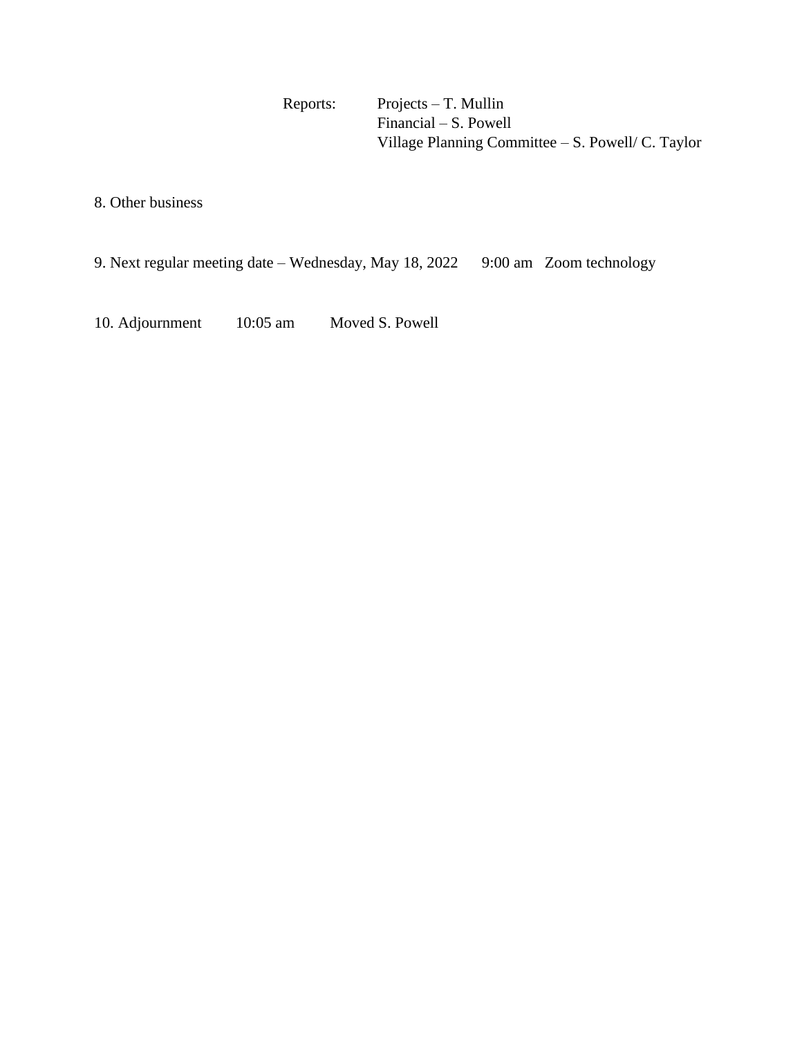Reports: Projects – T. Mullin
Financial – S. Powell
Village Planning Committee – S. Powell/ C. Taylor

8. Other business

9. Next regular meeting date – Wednesday, May 18, 2022 9:00 am Zoom technology

10. Adjournment 10:05 am Moved S. Powell